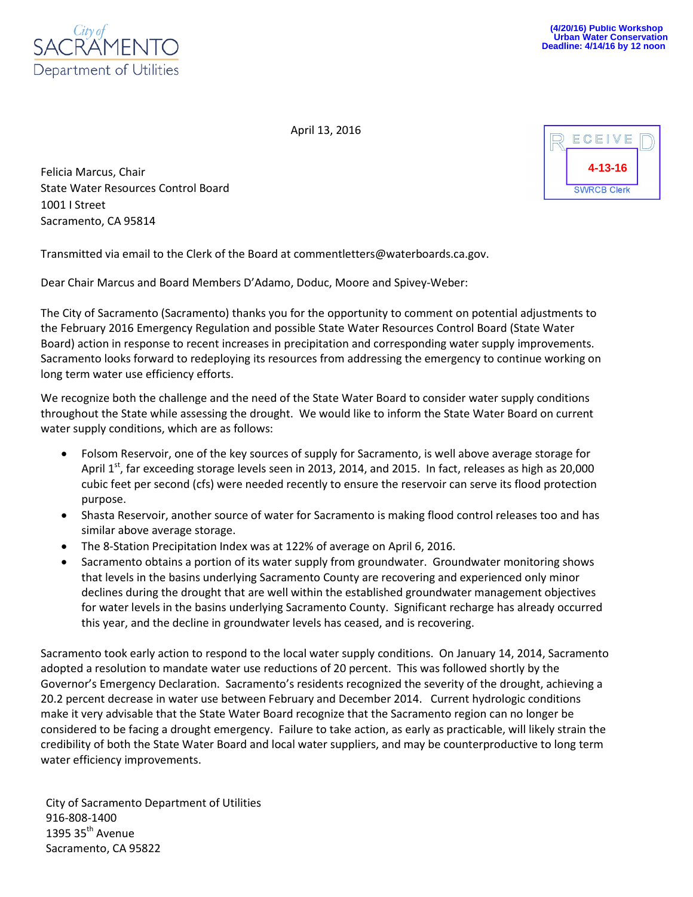City of SACRAMENTO
Department of Utilities

**(4/20/16) Public Workshop**
**Urban Water Conservation**
**Deadline: 4/14/16 by 12 noon**

April 13, 2016

RECEIVED
4-13-16
SWRCB Clerk

Felicia Marcus, Chair
State Water Resources Control Board
1001 I Street
Sacramento, CA 95814

Transmitted via email to the Clerk of the Board at commentletters@waterboards.ca.gov.

Dear Chair Marcus and Board Members D'Adamo, Doduc, Moore and Spivey-Weber:

The City of Sacramento (Sacramento) thanks you for the opportunity to comment on potential adjustments to the February 2016 Emergency Regulation and possible State Water Resources Control Board (State Water Board) action in response to recent increases in precipitation and corresponding water supply improvements. Sacramento looks forward to redeploying its resources from addressing the emergency to continue working on long term water use efficiency efforts.

We recognize both the challenge and the need of the State Water Board to consider water supply conditions throughout the State while assessing the drought. We would like to inform the State Water Board on current water supply conditions, which are as follows:

- Folsom Reservoir, one of the key sources of supply for Sacramento, is well above average storage for April 1st, far exceeding storage levels seen in 2013, 2014, and 2015. In fact, releases as high as 20,000 cubic feet per second (cfs) were needed recently to ensure the reservoir can serve its flood protection purpose.
- Shasta Reservoir, another source of water for Sacramento is making flood control releases too and has similar above average storage.
- The 8-Station Precipitation Index was at 122% of average on April 6, 2016.
- Sacramento obtains a portion of its water supply from groundwater. Groundwater monitoring shows that levels in the basins underlying Sacramento County are recovering and experienced only minor declines during the drought that are well within the established groundwater management objectives for water levels in the basins underlying Sacramento County. Significant recharge has already occurred this year, and the decline in groundwater levels has ceased, and is recovering.

Sacramento took early action to respond to the local water supply conditions. On January 14, 2014, Sacramento adopted a resolution to mandate water use reductions of 20 percent. This was followed shortly by the Governor's Emergency Declaration. Sacramento's residents recognized the severity of the drought, achieving a 20.2 percent decrease in water use between February and December 2014. Current hydrologic conditions make it very advisable that the State Water Board recognize that the Sacramento region can no longer be considered to be facing a drought emergency. Failure to take action, as early as practicable, will likely strain the credibility of both the State Water Board and local water suppliers, and may be counterproductive to long term water efficiency improvements.

City of Sacramento Department of Utilities
916-808-1400
1395 35th Avenue
Sacramento, CA 95822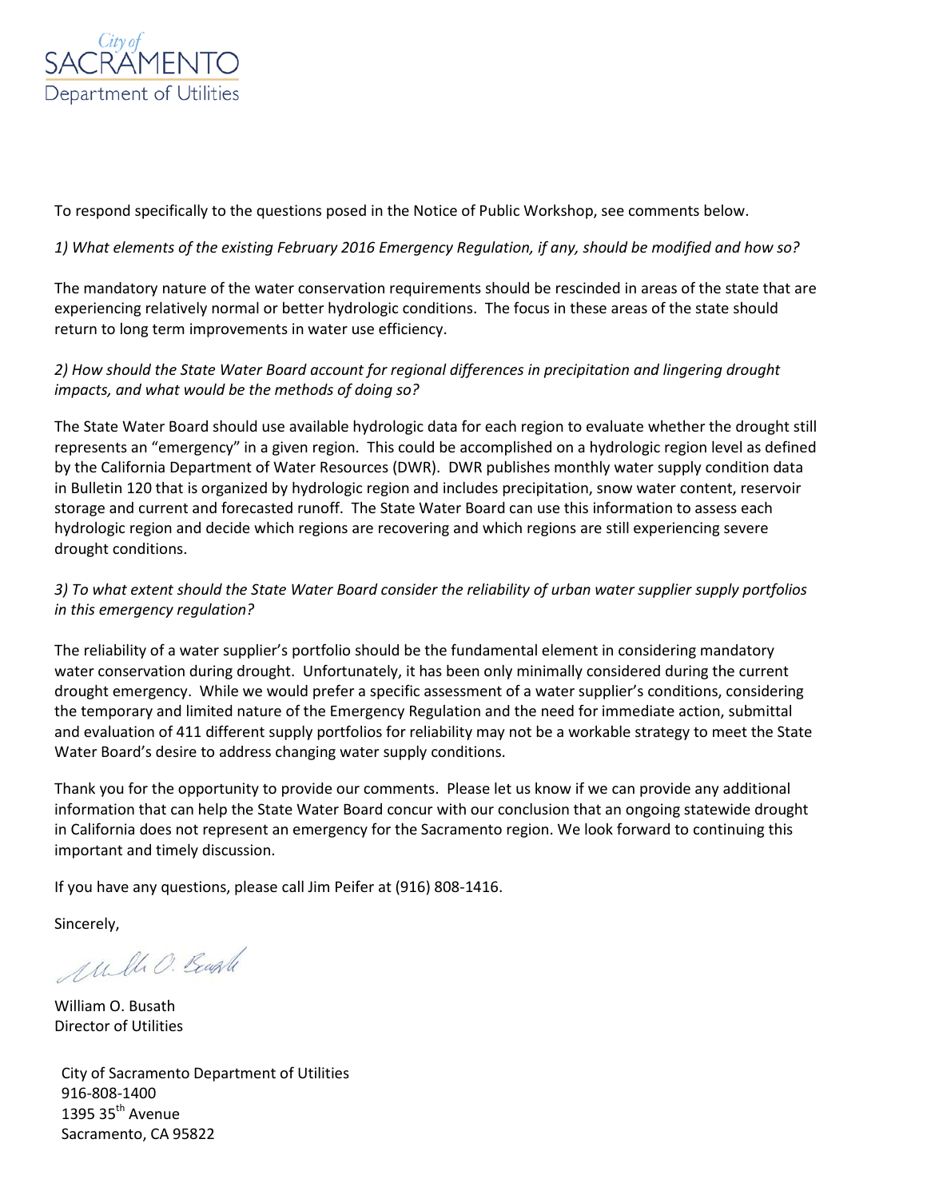City of SACRAMENTO
Department of Utilities

To respond specifically to the questions posed in the Notice of Public Workshop, see comments below.

*1) What elements of the existing February 2016 Emergency Regulation, if any, should be modified and how so?*

The mandatory nature of the water conservation requirements should be rescinded in areas of the state that are experiencing relatively normal or better hydrologic conditions. The focus in these areas of the state should return to long term improvements in water use efficiency.

*2) How should the State Water Board account for regional differences in precipitation and lingering drought impacts, and what would be the methods of doing so?*

The State Water Board should use available hydrologic data for each region to evaluate whether the drought still represents an "emergency" in a given region. This could be accomplished on a hydrologic region level as defined by the California Department of Water Resources (DWR). DWR publishes monthly water supply condition data in Bulletin 120 that is organized by hydrologic region and includes precipitation, snow water content, reservoir storage and current and forecasted runoff. The State Water Board can use this information to assess each hydrologic region and decide which regions are recovering and which regions are still experiencing severe drought conditions.

*3) To what extent should the State Water Board consider the reliability of urban water supplier supply portfolios in this emergency regulation?*

The reliability of a water supplier's portfolio should be the fundamental element in considering mandatory water conservation during drought. Unfortunately, it has been only minimally considered during the current drought emergency. While we would prefer a specific assessment of a water supplier's conditions, considering the temporary and limited nature of the Emergency Regulation and the need for immediate action, submittal and evaluation of 411 different supply portfolios for reliability may not be a workable strategy to meet the State Water Board's desire to address changing water supply conditions.

Thank you for the opportunity to provide our comments. Please let us know if we can provide any additional information that can help the State Water Board concur with our conclusion that an ongoing statewide drought in California does not represent an emergency for the Sacramento region. We look forward to continuing this important and timely discussion.

If you have any questions, please call Jim Peifer at (916) 808-1416.

Sincerely,

William O. Busath
Director of Utilities

City of Sacramento Department of Utilities
916-808-1400
1395 35th Avenue
Sacramento, CA 95822